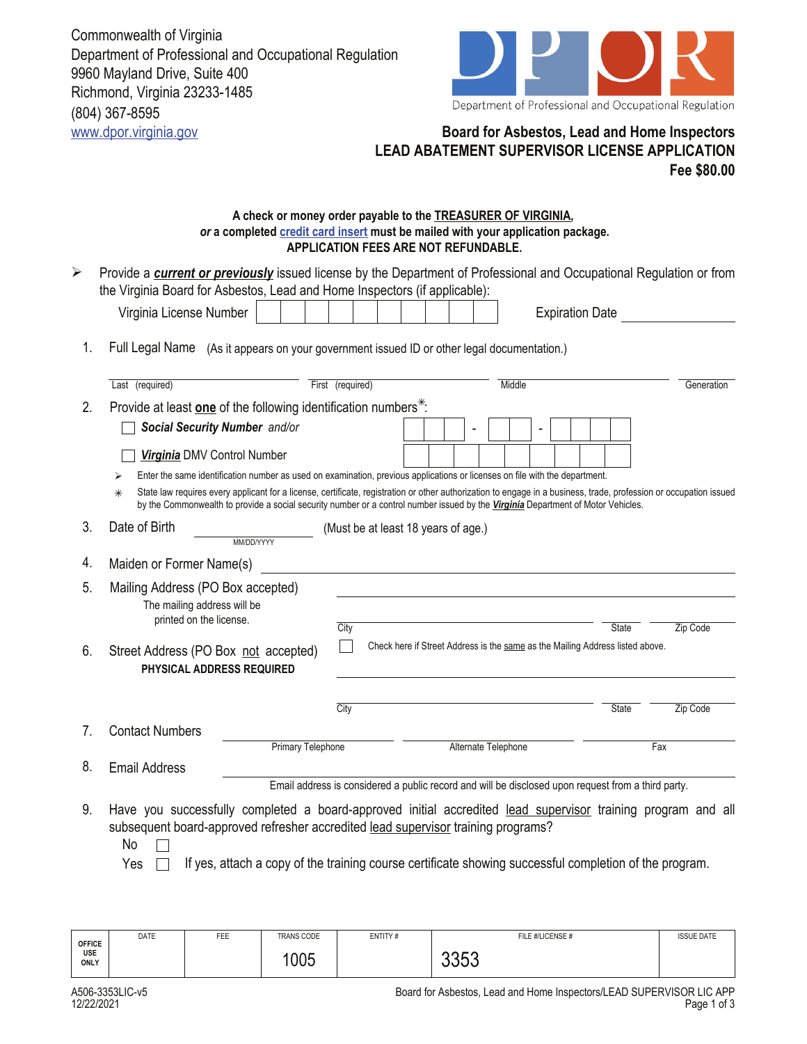Commonwealth of Virginia
Department of Professional and Occupational Regulation
9960 Mayland Drive, Suite 400
Richmond, Virginia 23233-1485
(804) 367-8595
www.dpor.virginia.gov

DPOR Department of Professional and Occupational Regulation

**Board for Asbestos, Lead and Home Inspectors**
**LEAD ABATEMENT SUPERVISOR LICENSE APPLICATION**
**Fee $80.00**

**A check or money order payable to the TREASURER OF VIRGINIA,**
***or* a completed credit card insert must be mailed with your application package.**
**APPLICATION FEES ARE NOT REFUNDABLE.**

➢ Provide a ***current or previously*** issued license by the Department of Professional and Occupational Regulation or from the Virginia Board for Asbestos, Lead and Home Inspectors (if applicable):

Virginia License Number ☐☐☐☐☐☐☐☐☐☐ Expiration Date ____________

1. Full Legal Name (As it appears on your government issued ID or other legal documentation.)

   Last (required) ____________ First (required) ____________ Middle ____________ Generation ______

2. Provide at least **one** of the following identification numbers*:

   ☐ ***Social Security Number*** *and/or* ☐☐☐ - ☐☐ - ☐☐☐☐

   ☐ ***Virginia*** DMV Control Number ☐☐☐☐☐☐☐☐☐

   ➢ Enter the same identification number as used on examination, previous applications or licenses on file with the department.

   * State law requires every applicant for a license, certificate, registration or other authorization to engage in a business, trade, profession or occupation issued by the Commonwealth to provide a social security number or a control number issued by the ***Virginia*** Department of Motor Vehicles.

3. Date of Birth ____________ (MM/DD/YYYY) (Must be at least 18 years of age.)

4. Maiden or Former Name(s) ____________

5. Mailing Address (PO Box accepted)
   The mailing address will be printed on the license.

   ____________
   City ____________ State ______ Zip Code ______

6. Street Address (PO Box not accepted)
   **PHYSICAL ADDRESS REQUIRED**

   ☐ Check here if Street Address is the same as the Mailing Address listed above.

   ____________
   City ____________ State ______ Zip Code ______

7. Contact Numbers

   Primary Telephone ____________ Alternate Telephone ____________ Fax ____________

8. Email Address ____________

   Email address is considered a public record and will be disclosed upon request from a third party.

9. Have you successfully completed a board-approved initial accredited lead supervisor training program and all subsequent board-approved refresher accredited lead supervisor training programs?

   No ☐

   Yes ☐ If yes, attach a copy of the training course certificate showing successful completion of the program.

| OFFICE USE ONLY | DATE | FEE | TRANS CODE | ENTITY # | FILE #/LICENSE # | ISSUE DATE |
|---|---|---|---|---|---|---|
| | | | 1005 | | 3353 | |

A506-3353LIC-v5
12/22/2021

Board for Asbestos, Lead and Home Inspectors/LEAD SUPERVISOR LIC APP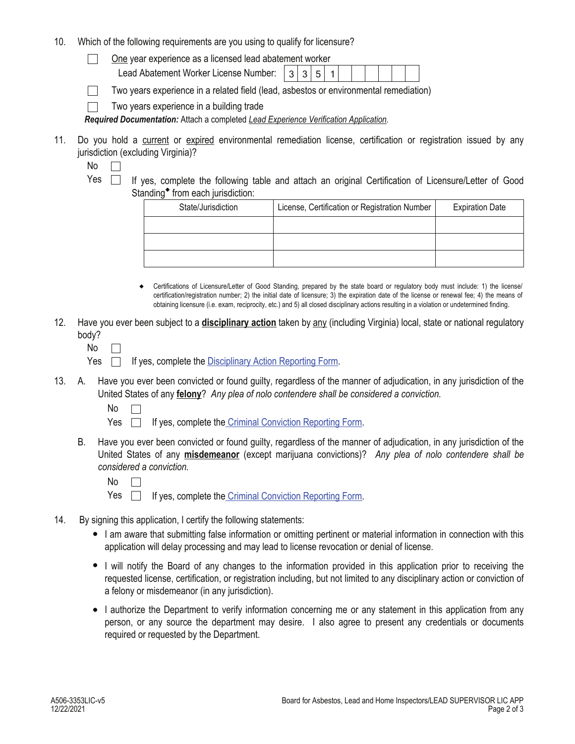10. Which of the following requirements are you using to qualify for licensure?

    ☐ One year experience as a licensed lead abatement worker

    Lead Abatement Worker License Number: 3 3 5 1

    ☐ Two years experience in a related field (lead, asbestos or environmental remediation)

    ☐ Two years experience in a building trade

    ***Required Documentation:*** Attach a completed *Lead Experience Verification Application.*

11. Do you hold a current or expired environmental remediation license, certification or registration issued by any jurisdiction (excluding Virginia)?

    No ☐

    Yes ☐ If yes, complete the following table and attach an original Certification of Licensure/Letter of Good Standing◆ from each jurisdiction:

| State/Jurisdiction | License, Certification or Registration Number | Expiration Date |
| --- | --- | --- |
| | | |
| | | |
| | | |

◆ Certifications of Licensure/Letter of Good Standing, prepared by the state board or regulatory body must include: 1) the license/certification/registration number; 2) the initial date of licensure; 3) the expiration date of the license or renewal fee; 4) the means of obtaining licensure (i.e. exam, reciprocity, etc.) and 5) all closed disciplinary actions resulting in a violation or undetermined finding.

12. Have you ever been subject to a **disciplinary action** taken by any (including Virginia) local, state or national regulatory body?

    No ☐

    Yes ☐ If yes, complete the Disciplinary Action Reporting Form.

13. A. Have you ever been convicted or found guilty, regardless of the manner of adjudication, in any jurisdiction of the United States of any **felony**? *Any plea of nolo contendere shall be considered a conviction.*

    No ☐

    Yes ☐ If yes, complete the Criminal Conviction Reporting Form.

    B. Have you ever been convicted or found guilty, regardless of the manner of adjudication, in any jurisdiction of the United States of any **misdemeanor** (except marijuana convictions)? *Any plea of nolo contendere shall be considered a conviction.*

    No ☐

    Yes ☐ If yes, complete the Criminal Conviction Reporting Form.

14. By signing this application, I certify the following statements:

    - I am aware that submitting false information or omitting pertinent or material information in connection with this application will delay processing and may lead to license revocation or denial of license.
    - I will notify the Board of any changes to the information provided in this application prior to receiving the requested license, certification, or registration including, but not limited to any disciplinary action or conviction of a felony or misdemeanor (in any jurisdiction).
    - I authorize the Department to verify information concerning me or any statement in this application from any person, or any source the department may desire. I also agree to present any credentials or documents required or requested by the Department.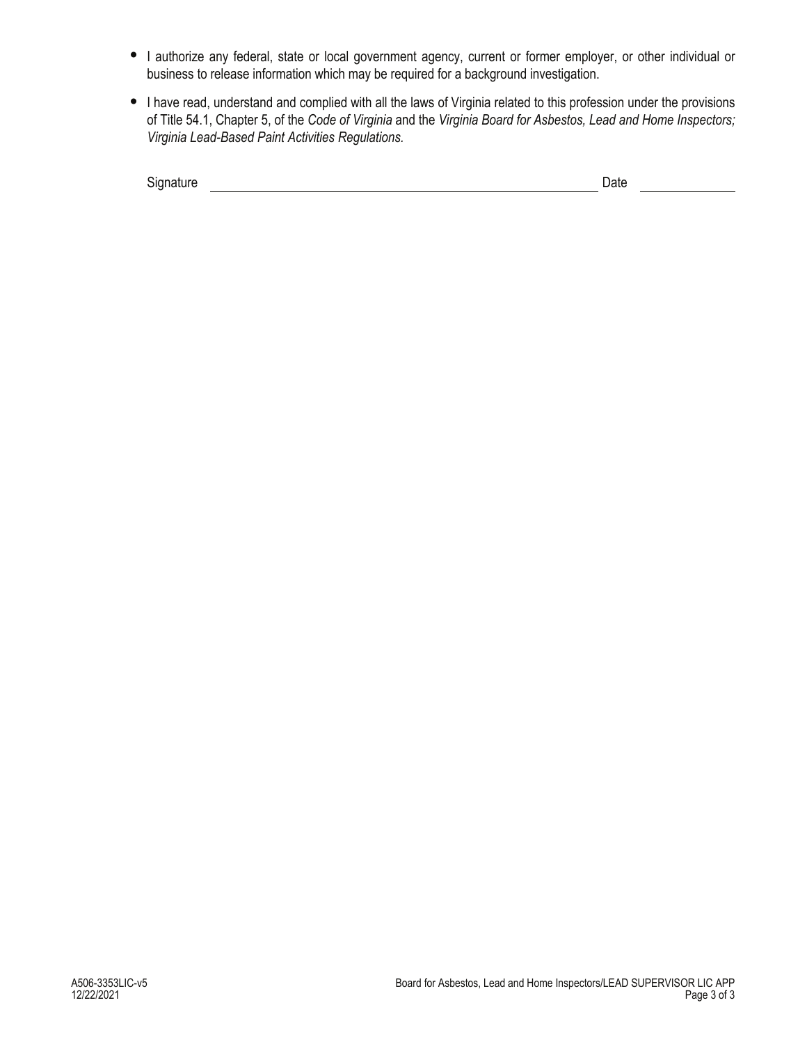- I authorize any federal, state or local government agency, current or former employer, or other individual or business to release information which may be required for a background investigation.
- I have read, understand and complied with all the laws of Virginia related to this profession under the provisions of Title 54.1, Chapter 5, of the *Code of Virginia* and the *Virginia Board for Asbestos, Lead and Home Inspectors; Virginia Lead-Based Paint Activities Regulations.*

Signature ______________________________ Date ______________